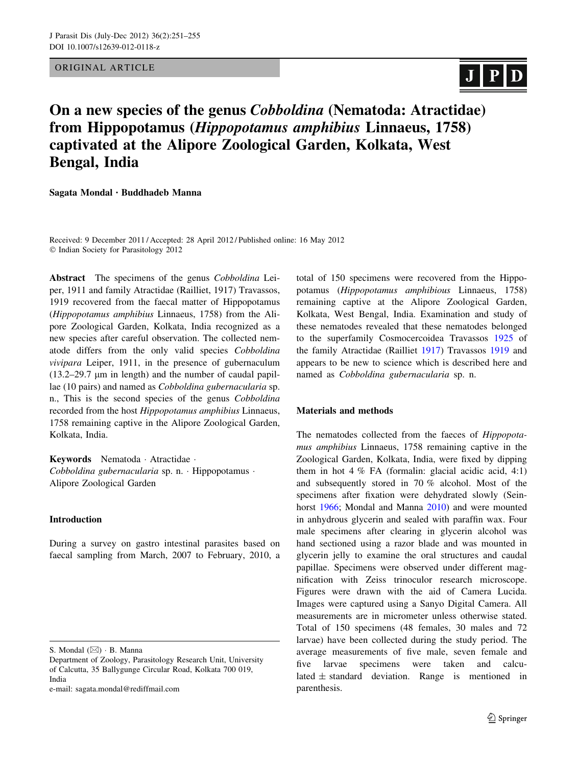ORIGINAL ARTICLE

# On a new species of the genus *Cobboldina* (Nematoda: Atractidae) from Hippopotamus (*Hippopotamus amphibius* Linnaeus, 1758) captivated at the Alipore Zoological Garden, Kolkata, West Bengal, India

**Sagata Mondal · Buddhadeb Manna**

Received: 9 December 2011 / Accepted: 28 April 2012 / Published online: 16 May 2012
© Indian Society for Parasitology 2012

**Abstract** The specimens of the genus *Cobboldina* Leiper, 1911 and family Atractidae (Railliet, 1917) Travassos, 1919 recovered from the faecal matter of Hippopotamus (*Hippopotamus amphibius* Linnaeus, 1758) from the Alipore Zoological Garden, Kolkata, India recognized as a new species after careful observation. The collected nematode differs from the only valid species *Cobboldina vivipara* Leiper, 1911, in the presence of gubernaculum (13.2–29.7 μm in length) and the number of caudal papillae (10 pairs) and named as *Cobboldina gubernacularia* sp. n., This is the second species of the genus *Cobboldina* recorded from the host *Hippopotamus amphibius* Linnaeus, 1758 remaining captive in the Alipore Zoological Garden, Kolkata, India.

**Keywords** Nematoda · Atractidae · *Cobboldina gubernacularia* sp. n. · Hippopotamus · Alipore Zoological Garden

## Introduction

During a survey on gastro intestinal parasites based on faecal sampling from March, 2007 to February, 2010, a total of 150 specimens were recovered from the Hippopotamus (*Hippopotamus amphibious* Linnaeus, 1758) remaining captive at the Alipore Zoological Garden, Kolkata, West Bengal, India. Examination and study of these nematodes revealed that these nematodes belonged to the superfamily Cosmocercoidea Travassos 1925 of the family Atractidae (Railliet 1917) Travassos 1919 and appears to be new to science which is described here and named as *Cobboldina gubernacularia* sp. n.

## Materials and methods

The nematodes collected from the faeces of *Hippopotamus amphibius* Linnaeus, 1758 remaining captive in the Zoological Garden, Kolkata, India, were fixed by dipping them in hot 4 % FA (formalin: glacial acidic acid, 4:1) and subsequently stored in 70 % alcohol. Most of the specimens after fixation were dehydrated slowly (Seinhorst 1966; Mondal and Manna 2010) and were mounted in anhydrous glycerin and sealed with paraffin wax. Four male specimens after clearing in glycerin alcohol was hand sectioned using a razor blade and was mounted in glycerin jelly to examine the oral structures and caudal papillae. Specimens were observed under different magnification with Zeiss trinocular research microscope. Figures were drawn with the aid of Camera Lucida. Images were captured using a Sanyo Digital Camera. All measurements are in micrometer unless otherwise stated. Total of 150 specimens (48 females, 30 males and 72 larvae) have been collected during the study period. The average measurements of five male, seven female and five larvae specimens were taken and calculated ± standard deviation. Range is mentioned in parenthesis.

S. Mondal (✉) · B. Manna
Department of Zoology, Parasitology Research Unit, University of Calcutta, 35 Ballygunge Circular Road, Kolkata 700 019, India
e-mail: sagata.mondal@rediffmail.com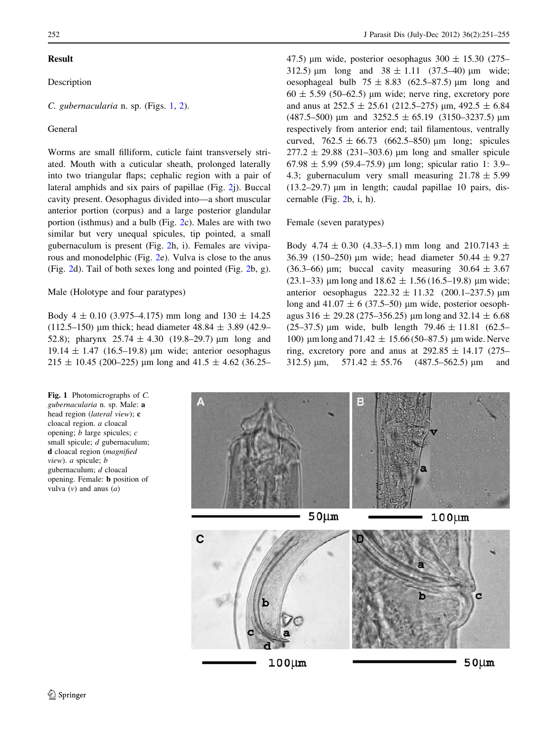## Result

### Description

*C. gubernacularia* n. sp. (Figs. 1, 2).

### General

Worms are small filliform, cuticle faint transversely striated. Mouth with a cuticular sheath, prolonged laterally into two triangular flaps; cephalic region with a pair of lateral amphids and six pairs of papillae (Fig. 2j). Buccal cavity present. Oesophagus divided into—a short muscular anterior portion (corpus) and a large posterior glandular portion (isthmus) and a bulb (Fig. 2c). Males are with two similar but very unequal spicules, tip pointed, a small gubernaculum is present (Fig. 2h, i). Females are viviparous and monodelphic (Fig. 2e). Vulva is close to the anus (Fig. 2d). Tail of both sexes long and pointed (Fig. 2b, g).

### Male (Holotype and four paratypes)

Body 4 ± 0.10 (3.975–4.175) mm long and 130 ± 14.25 (112.5–150) μm thick; head diameter 48.84 ± 3.89 (42.9–52.8); pharynx 25.74 ± 4.30 (19.8–29.7) μm long and 19.14 ± 1.47 (16.5–19.8) μm wide; anterior oesophagus 215 ± 10.45 (200–225) μm long and 41.5 ± 4.62 (36.25–47.5) μm wide, posterior oesophagus 300 ± 15.30 (275–312.5) μm long and 38 ± 1.11 (37.5–40) μm wide; oesophageal bulb 75 ± 8.83 (62.5–87.5) μm long and 60 ± 5.59 (50–62.5) μm wide; nerve ring, excretory pore and anus at 252.5 ± 25.61 (212.5–275) μm, 492.5 ± 6.84 (487.5–500) μm and 3252.5 ± 65.19 (3150–3237.5) μm respectively from anterior end; tail filamentous, ventrally curved, 762.5 ± 66.73 (662.5–850) μm long; spicules 277.2 ± 29.88 (231–303.6) μm long and smaller spicule 67.98 ± 5.99 (59.4–75.9) μm long; spicular ratio 1: 3.9–4.3; gubernaculum very small measuring 21.78 ± 5.99 (13.2–29.7) μm in length; caudal papillae 10 pairs, discernable (Fig. 2b, i, h).

### Female (seven paratypes)

Body 4.74 ± 0.30 (4.33–5.1) mm long and 210.7143 ± 36.39 (150–250) μm wide; head diameter 50.44 ± 9.27 (36.3–66) μm; buccal cavity measuring 30.64 ± 3.67 (23.1–33) μm long and 18.62 ± 1.56 (16.5–19.8) μm wide; anterior oesophagus 222.32 ± 11.32 (200.1–237.5) μm long and 41.07 ± 6 (37.5–50) μm wide, posterior oesophagus 316 ± 29.28 (275–356.25) μm long and 32.14 ± 6.68 (25–37.5) μm wide, bulb length 79.46 ± 11.81 (62.5–100) μm long and 71.42 ± 15.66 (50–87.5) μm wide. Nerve ring, excretory pore and anus at 292.85 ± 14.17 (275–312.5) μm, 571.42 ± 55.76 (487.5–562.5) μm and

**Fig. 1** Photomicrographs of *C. gubernacularia* n. sp. Male: **a** head region (*lateral view*); **c** cloacal region. *a* cloacal opening; *b* large spicules; *c* small spicule; *d* gubernaculum; **d** cloacal region (*magnified view*). *a* spicule; *b* gubernaculum; *d* cloacal opening. Female: **b** position of vulva (*v*) and anus (*a*)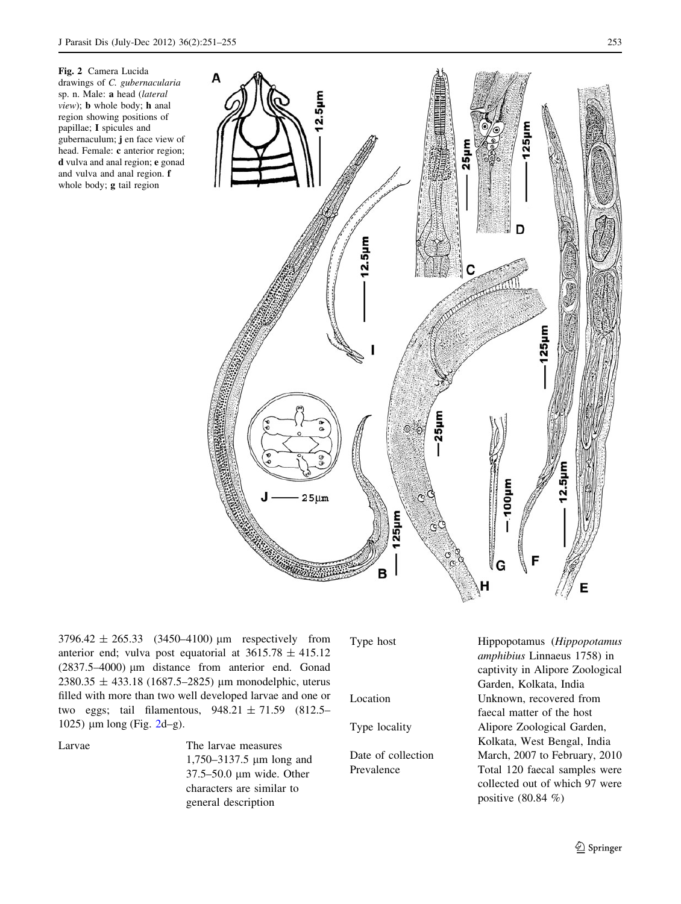Fig. 2 Camera Lucida drawings of *C. gubernacularia* sp. n. Male: **a** head (*lateral view*); **b** whole body; **h** anal region showing positions of papillae; **I** spicules and gubernaculum; **j** en face view of head. Female: **c** anterior region; **d** vulva and anal region; **e** gonad and vulva and anal region. **f** whole body; **g** tail region

3796.42 ± 265.33 (3450–4100) µm respectively from anterior end; vulva post equatorial at 3615.78 ± 415.12 (2837.5–4000) µm distance from anterior end. Gonad 2380.35 ± 433.18 (1687.5–2825) µm monodelphic, uterus filled with more than two well developed larvae and one or two eggs; tail filamentous, 948.21 ± 71.59 (812.5–1025) µm long (Fig. 2d–g).

| | |
|---|---|
| Larvae | The larvae measures 1,750–3137.5 µm long and 37.5–50.0 µm wide. Other characters are similar to general description |
| Type host | Hippopotamus (*Hippopotamus amphibius* Linnaeus 1758) in captivity in Alipore Zoological Garden, Kolkata, India |
| Location | Unknown, recovered from faecal matter of the host |
| Type locality | Alipore Zoological Garden, Kolkata, West Bengal, India |
| Date of collection | March, 2007 to February, 2010 |
| Prevalence | Total 120 faecal samples were collected out of which 97 were positive (80.84 %) |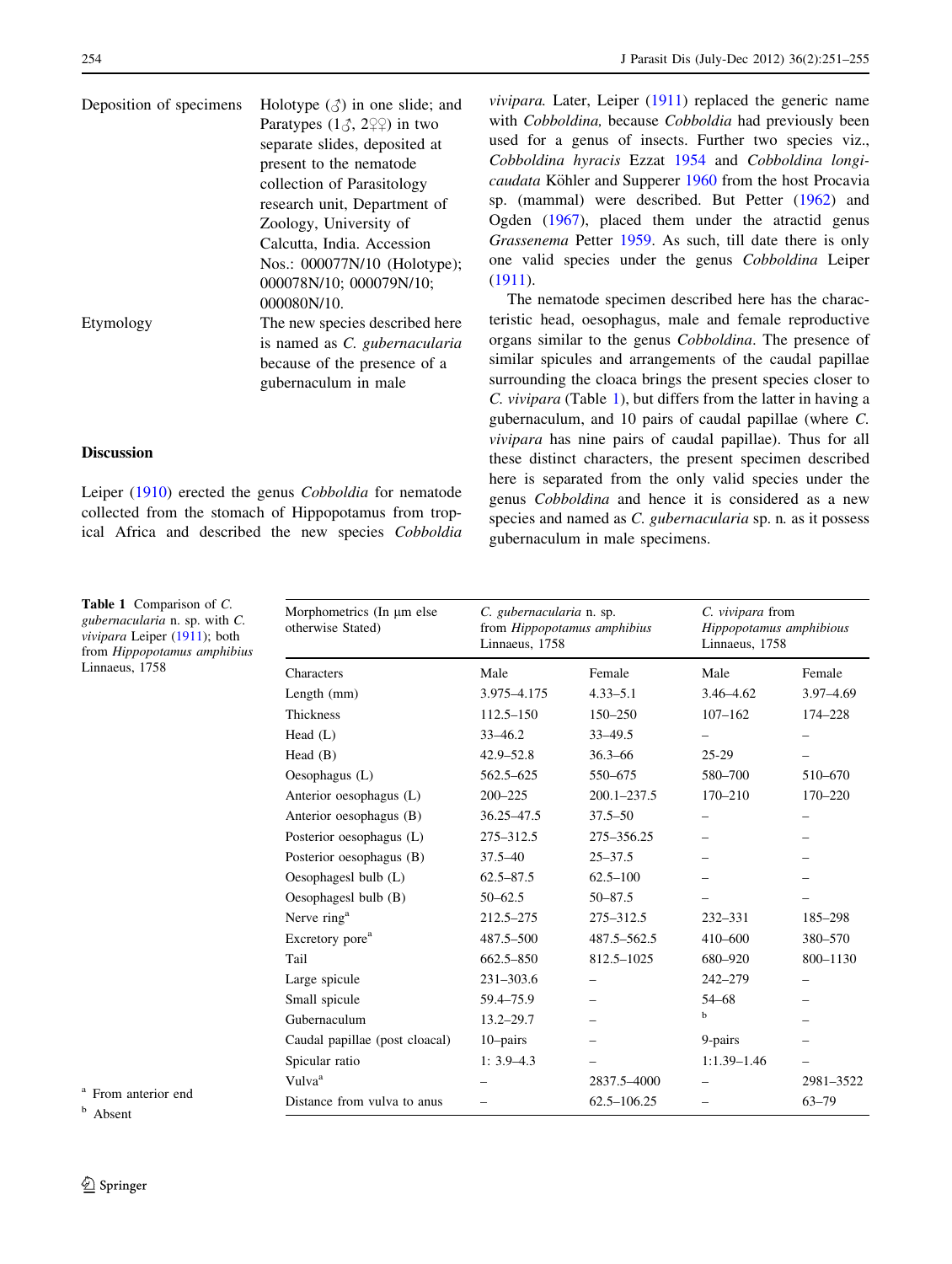Deposition of specimens — Holotype (♂) in one slide; and Paratypes (1♂, 2♀♀) in two separate slides, deposited at present to the nematode collection of Parasitology research unit, Department of Zoology, University of Calcutta, India. Accession Nos.: 000077N/10 (Holotype); 000078N/10; 000079N/10; 000080N/10.

Etymology — The new species described here is named as *C. gubernacularia* because of the presence of a gubernaculum in male

## Discussion

Leiper (1910) erected the genus *Cobboldia* for nematode collected from the stomach of Hippopotamus from tropical Africa and described the new species *Cobboldia vivipara.* Later, Leiper (1911) replaced the generic name with *Cobboldina,* because *Cobboldia* had previously been used for a genus of insects. Further two species viz., *Cobboldina hyracis* Ezzat 1954 and *Cobboldina longicaudata* Köhler and Supperer 1960 from the host Procavia sp. (mammal) were described. But Petter (1962) and Ogden (1967), placed them under the atractid genus *Grassenema* Petter 1959. As such, till date there is only one valid species under the genus *Cobboldina* Leiper (1911).

The nematode specimen described here has the characteristic head, oesophagus, male and female reproductive organs similar to the genus *Cobboldina*. The presence of similar spicules and arrangements of the caudal papillae surrounding the cloaca brings the present species closer to *C. vivipara* (Table 1), but differs from the latter in having a gubernaculum, and 10 pairs of caudal papillae (where *C. vivipara* has nine pairs of caudal papillae). Thus for all these distinct characters, the present specimen described here is separated from the only valid species under the genus *Cobboldina* and hence it is considered as a new species and named as *C. gubernacularia* sp. n. as it possess gubernaculum in male specimens.

**Table 1** Comparison of *C. gubernacularia* n. sp. with *C. vivipara* Leiper (1911); both from *Hippopotamus amphibius* Linnaeus, 1758

| Morphometrics (In µm else otherwise Stated) | *C. gubernacularia* n. sp. from *Hippopotamus amphibius* Linnaeus, 1758 | | *C. vivipara* from *Hippopotamus amphibious* Linnaeus, 1758 | |
|---|---|---|---|---|
| Characters | Male | Female | Male | Female |
| Length (mm) | 3.975–4.175 | 4.33–5.1 | 3.46–4.62 | 3.97–4.69 |
| Thickness | 112.5–150 | 150–250 | 107–162 | 174–228 |
| Head (L) | 33–46.2 | 33–49.5 | – | – |
| Head (B) | 42.9–52.8 | 36.3–66 | 25-29 | – |
| Oesophagus (L) | 562.5–625 | 550–675 | 580–700 | 510–670 |
| Anterior oesophagus (L) | 200–225 | 200.1–237.5 | 170–210 | 170–220 |
| Anterior oesophagus (B) | 36.25–47.5 | 37.5–50 | – | – |
| Posterior oesophagus (L) | 275–312.5 | 275–356.25 | – | – |
| Posterior oesophagus (B) | 37.5–40 | 25–37.5 | – | – |
| Oesophagesl bulb (L) | 62.5–87.5 | 62.5–100 | – | – |
| Oesophagesl bulb (B) | 50–62.5 | 50–87.5 | – | – |
| Nerve ring[a] | 212.5–275 | 275–312.5 | 232–331 | 185–298 |
| Excretory pore[a] | 487.5–500 | 487.5–562.5 | 410–600 | 380–570 |
| Tail | 662.5–850 | 812.5–1025 | 680–920 | 800–1130 |
| Large spicule | 231–303.6 | – | 242–279 | – |
| Small spicule | 59.4–75.9 | – | 54–68 | – |
| Gubernaculum | 13.2–29.7 | – | [b] | – |
| Caudal papillae (post cloacal) | 10–pairs | – | 9-pairs | – |
| Spicular ratio | 1: 3.9–4.3 | – | 1:1.39–1.46 | – |
| Vulva[a] | – | 2837.5–4000 | – | 2981–3522 |
| Distance from vulva to anus | – | 62.5–106.25 | – | 63–79 |

[a] From anterior end

[b] Absent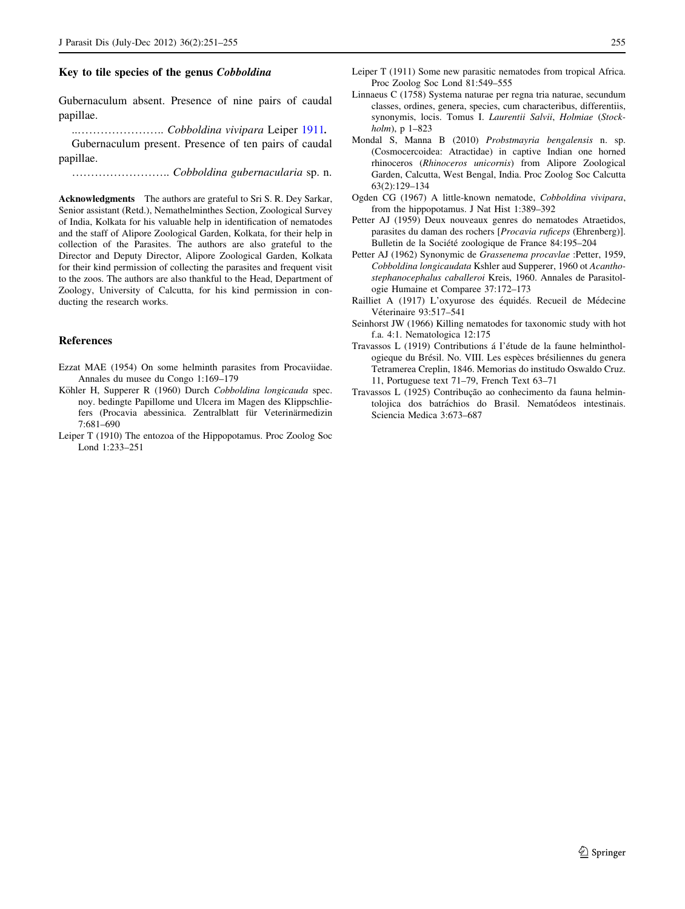### Key to tile species of the genus *Cobboldina*

Gubernaculum absent. Presence of nine pairs of caudal papillae.

..…………………. *Cobboldina vivipara* Leiper 1911.

Gubernaculum present. Presence of ten pairs of caudal papillae.

…………………….. *Cobboldina gubernacularia* sp. n.

**Acknowledgments** The authors are grateful to Sri S. R. Dey Sarkar, Senior assistant (Retd.), Nemathelminthes Section, Zoological Survey of India, Kolkata for his valuable help in identification of nematodes and the staff of Alipore Zoological Garden, Kolkata, for their help in collection of the Parasites. The authors are also grateful to the Director and Deputy Director, Alipore Zoological Garden, Kolkata for their kind permission of collecting the parasites and frequent visit to the zoos. The authors are also thankful to the Head, Department of Zoology, University of Calcutta, for his kind permission in conducting the research works.

## References

Ezzat MAE (1954) On some helminth parasites from Procaviidae. Annales du musee du Congo 1:169–179

Köhler H, Supperer R (1960) Durch *Cobboldina longicauda* spec. noy. bedingte Papillome und Ulcera im Magen des Klippschliefers (Procavia abessinica. Zentralblatt für Veterinärmedizin 7:681–690

Leiper T (1910) The entozoa of the Hippopotamus. Proc Zoolog Soc Lond 1:233–251

Leiper T (1911) Some new parasitic nematodes from tropical Africa. Proc Zoolog Soc Lond 81:549–555

Linnaeus C (1758) Systema naturae per regna tria naturae, secundum classes, ordines, genera, species, cum characteribus, differentiis, synonymis, locis. Tomus I. *Laurentii Salvii*, *Holmiae* (*Stockholm*), p 1–823

Mondal S, Manna B (2010) *Probstmayria bengalensis* n. sp. (Cosmocercoidea: Atractidae) in captive Indian one horned rhinoceros (*Rhinoceros unicornis*) from Alipore Zoological Garden, Calcutta, West Bengal, India. Proc Zoolog Soc Calcutta 63(2):129–134

Ogden CG (1967) A little-known nematode, *Cobboldina vivipara*, from the hippopotamus. J Nat Hist 1:389–392

Petter AJ (1959) Deux nouveaux genres do nematodes Atraetidos, parasites du daman des rochers [*Procavia ruficeps* (Ehrenberg)]. Bulletin de la Société zoologique de France 84:195–204

Petter AJ (1962) Synonymic de *Grassenema procavlae* :Petter, 1959, *Cobboldina longicaudata* Kshler aud Supperer, 1960 ot *Acanthostephanocephalus caballeroi* Kreis, 1960. Annales de Parasitologie Humaine et Comparee 37:172–173

Railliet A (1917) L'oxyurose des équidés. Recueil de Médecine Véterinaire 93:517–541

Seinhorst JW (1966) Killing nematodes for taxonomic study with hot f.a. 4:1. Nematologica 12:175

Travassos L (1919) Contributions á I'étude de la faune helminthologieque du Brésil. No. VIII. Les espèces brésiliennes du genera Tetramerea Creplin, 1846. Memorias do institudo Oswaldo Cruz. 11, Portuguese text 71–79, French Text 63–71

Travassos L (1925) Contribução ao conhecimento da fauna helmintolojica dos batráchios do Brasil. Nematódeos intestinais. Sciencia Medica 3:673–687